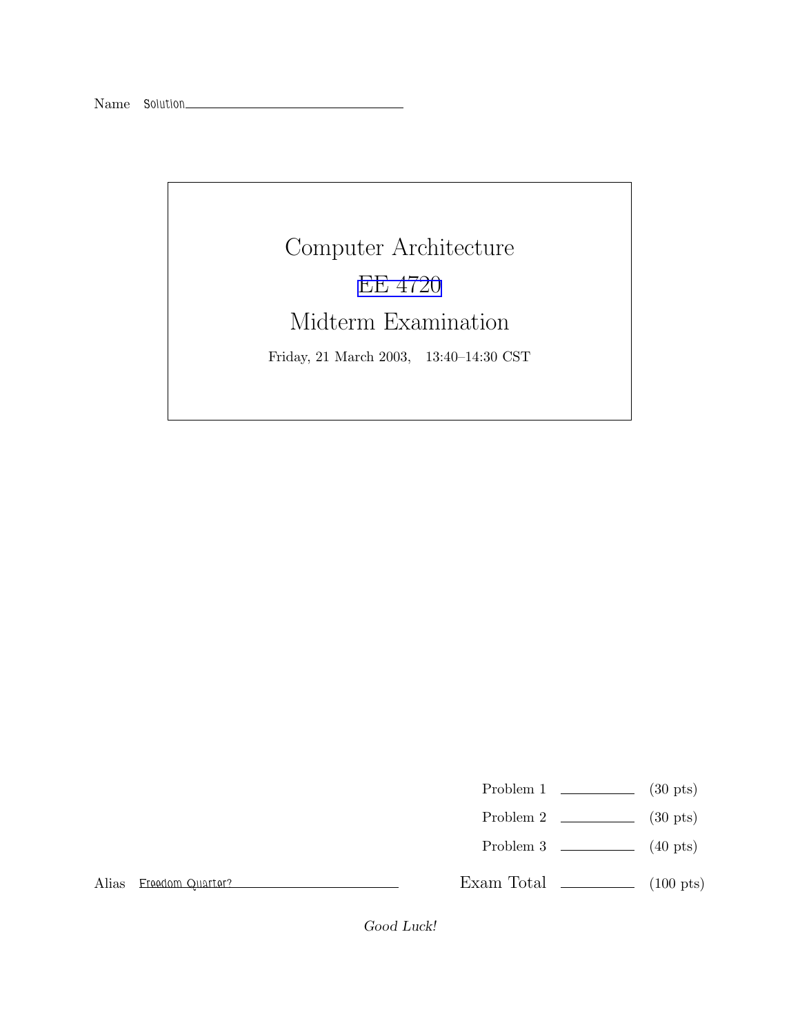Name Solution

# Computer Architecture

## EE 4720

## Midterm Examination

Friday, 21 March 2003, 13:40–14:30 CST

| | | |
|---|---|---|
| Problem 1 | | (30 pts) |
| Problem 2 | | (30 pts) |
| Problem 3 | | (40 pts) |
| Exam Total | | (100 pts) |

Alias Freedom Quarter?

*Good Luck!*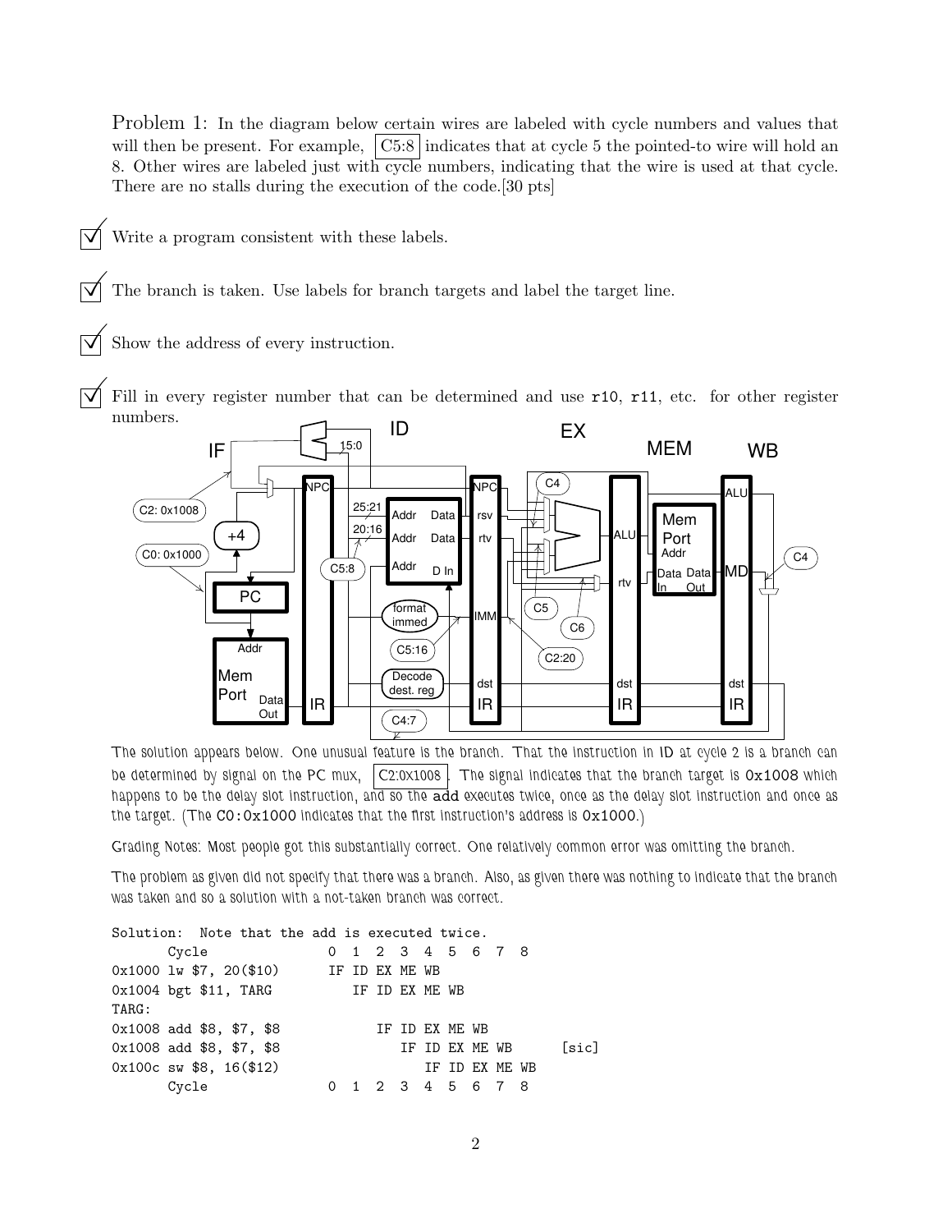Problem 1: In the diagram below certain wires are labeled with cycle numbers and values that will then be present. For example, C5:8 indicates that at cycle 5 the pointed-to wire will hold an 8. Other wires are labeled just with cycle numbers, indicating that the wire is used at that cycle. There are no stalls during the execution of the code.[30 pts]

- [x] Write a program consistent with these labels.
- [x] The branch is taken. Use labels for branch targets and label the target line.
- [x] Show the address of every instruction.
- [x] Fill in every register number that can be determined and use r10, r11, etc. for other register numbers.

The solution appears below. One unusual feature is the branch. That the instruction in ID at cycle 2 is a branch can be determined by signal on the PC mux, C2:0x1008. The signal indicates that the branch target is 0x1008 which happens to be the delay slot instruction, and so the add executes twice, once as the delay slot instruction and once as the target. (The C0:0x1000 indicates that the first instruction's address is 0x1000.)

Grading Notes: Most people got this substantially correct. One relatively common error was omitting the branch.

The problem as given did not specify that there was a branch. Also, as given there was nothing to indicate that the branch was taken and so a solution with a not-taken branch was correct.

```
Solution:  Note that the add is executed twice.
       Cycle               0  1  2  3  4  5  6  7  8
0x1000 lw $7, 20($10)      IF ID EX ME WB
0x1004 bgt $11, TARG          IF ID EX ME WB
TARG:
0x1008 add $8, $7, $8            IF ID EX ME WB
0x1008 add $8, $7, $8               IF ID EX ME WB      [sic]
0x100c sw $8, 16($12)                  IF ID EX ME WB
       Cycle               0  1  2  3  4  5  6  7  8
```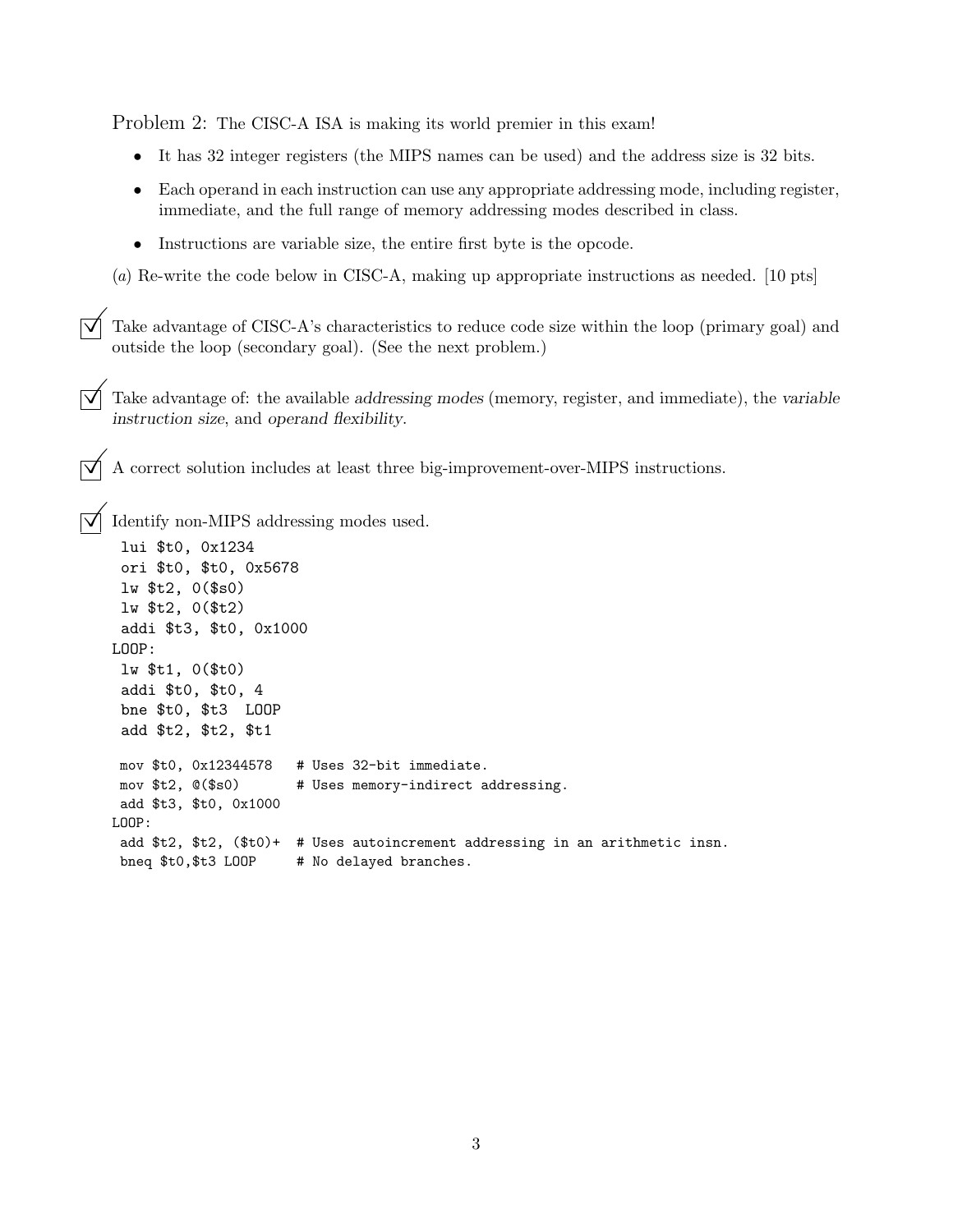Problem 2: The CISC-A ISA is making its world premier in this exam!

- It has 32 integer registers (the MIPS names can be used) and the address size is 32 bits.
- Each operand in each instruction can use any appropriate addressing mode, including register, immediate, and the full range of memory addressing modes described in class.
- Instructions are variable size, the entire first byte is the opcode.

(*a*) Re-write the code below in CISC-A, making up appropriate instructions as needed. [10 pts]

☑ Take advantage of CISC-A's characteristics to reduce code size within the loop (primary goal) and outside the loop (secondary goal). (See the next problem.)

☑ Take advantage of: the available *addressing modes* (memory, register, and immediate), the *variable instruction size*, and *operand flexibility*.

☑ A correct solution includes at least three big-improvement-over-MIPS instructions.

☑ Identify non-MIPS addressing modes used.

```
 lui $t0, 0x1234
 ori $t0, $t0, 0x5678
 lw $t2, 0($s0)
 lw $t2, 0($t2)
 addi $t3, $t0, 0x1000
LOOP:
 lw $t1, 0($t0)
 addi $t0, $t0, 4
 bne $t0, $t3  LOOP
 add $t2, $t2, $t1
```

```
 mov $t0, 0x12344578   # Uses 32-bit immediate.
 mov $t2, @($s0)       # Uses memory-indirect addressing.
 add $t3, $t0, 0x1000
LOOP:
 add $t2, $t2, ($t0)+  # Uses autoincrement addressing in an arithmetic insn.
 bneq $t0,$t3 LOOP     # No delayed branches.
```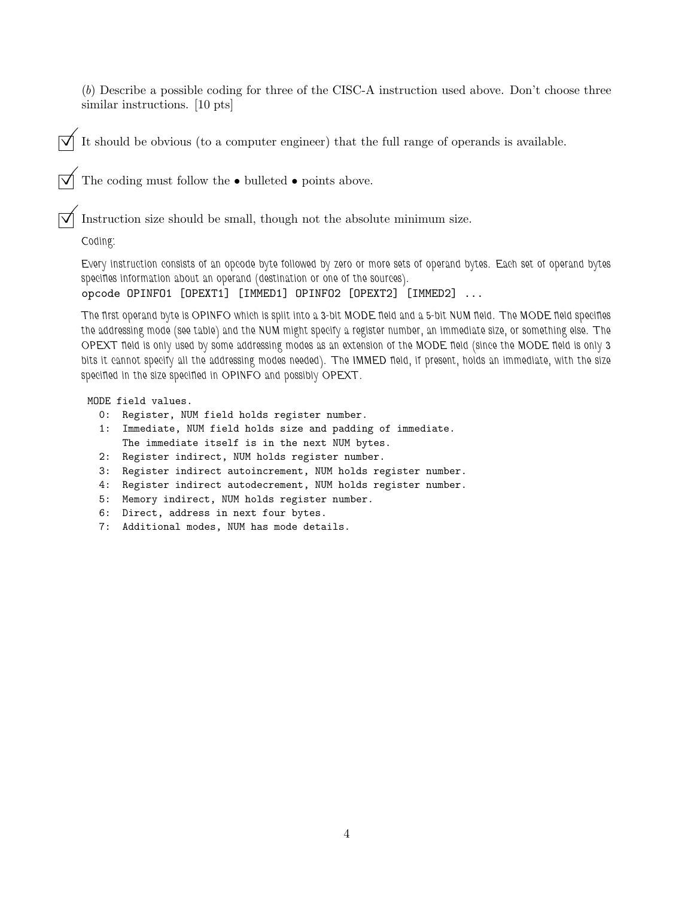(*b*) Describe a possible coding for three of the CISC-A instruction used above. Don't choose three similar instructions. [10 pts]

☑ It should be obvious (to a computer engineer) that the full range of operands is available.

☑ The coding must follow the • bulleted • points above.

☑ Instruction size should be small, though not the absolute minimum size.

Coding:

Every instruction consists of an opcode byte followed by zero or more sets of operand bytes. Each set of operand bytes specifies information about an operand (destination or one of the sources).

```
opcode OPINFO1 [OPEXT1] [IMMED1] OPINFO2 [OPEXT2] [IMMED2] ...
```

The first operand byte is OPINFO which is split into a 3-bit MODE field and a 5-bit NUM field. The MODE field specifies the addressing mode (see table) and the NUM might specify a register number, an immediate size, or something else. The OPEXT field is only used by some addressing modes as an extension of the MODE field (since the MODE field is only 3 bits it cannot specify all the addressing modes needed). The IMMED field, if present, holds an immediate, with the size specified in the size specified in OPINFO and possibly OPEXT.

```
MODE field values.
  0:  Register, NUM field holds register number.
  1:  Immediate, NUM field holds size and padding of immediate.
      The immediate itself is in the next NUM bytes.
  2:  Register indirect, NUM holds register number.
  3:  Register indirect autoincrement, NUM holds register number.
  4:  Register indirect autodecrement, NUM holds register number.
  5:  Memory indirect, NUM holds register number.
  6:  Direct, address in next four bytes.
  7:  Additional modes, NUM has mode details.
```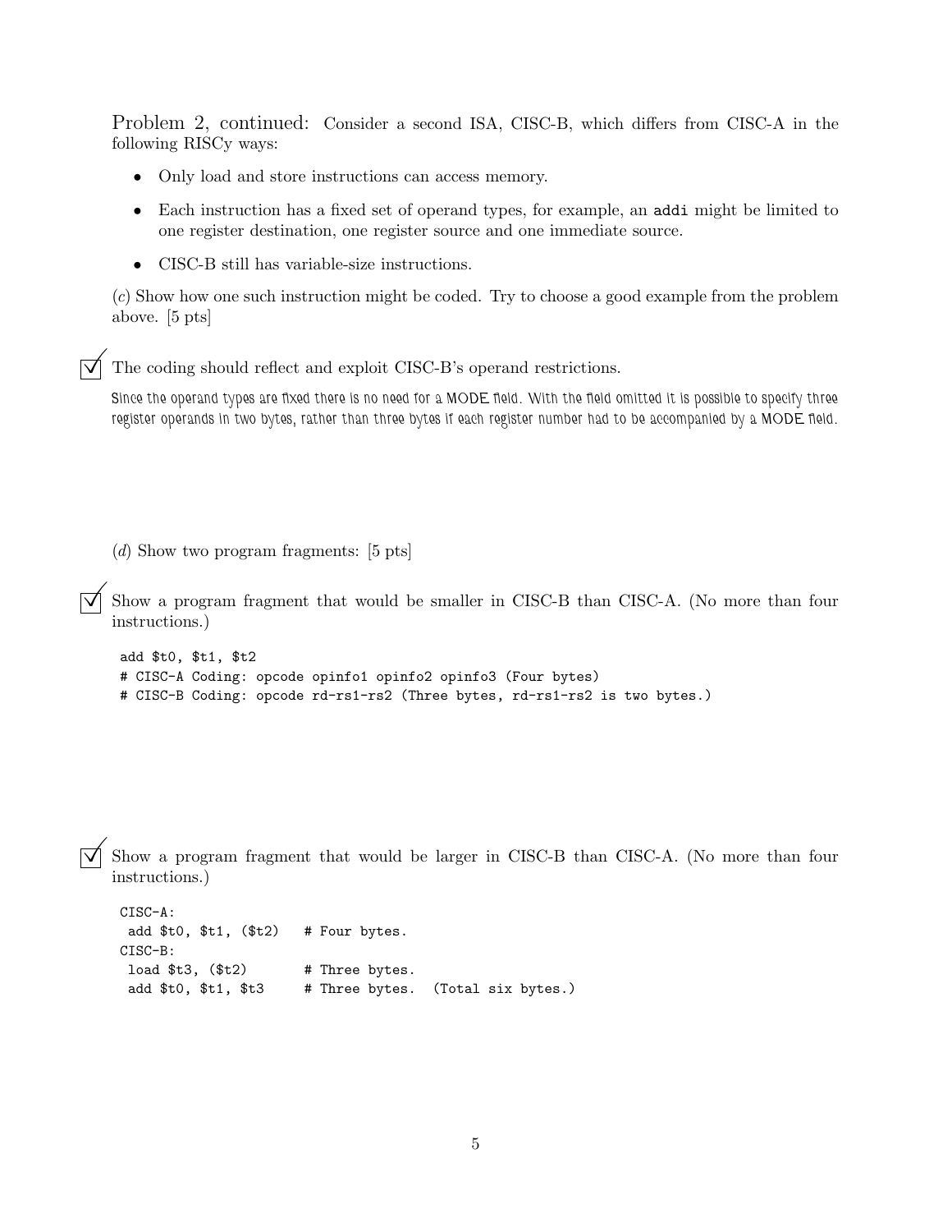Problem 2, continued: Consider a second ISA, CISC-B, which differs from CISC-A in the following RISCy ways:

- Only load and store instructions can access memory.
- Each instruction has a fixed set of operand types, for example, an `addi` might be limited to one register destination, one register source and one immediate source.
- CISC-B still has variable-size instructions.

(*c*) Show how one such instruction might be coded. Try to choose a good example from the problem above. [5 pts]

☑ The coding should reflect and exploit CISC-B's operand restrictions.

*Since the operand types are fixed there is no need for a MODE field. With the field omitted it is possible to specify three register operands in two bytes, rather than three bytes if each register number had to be accompanied by a MODE field.*

(*d*) Show two program fragments: [5 pts]

☑ Show a program fragment that would be smaller in CISC-B than CISC-A. (No more than four instructions.)

```
add $t0, $t1, $t2
# CISC-A Coding: opcode opinfo1 opinfo2 opinfo3 (Four bytes)
# CISC-B Coding: opcode rd-rs1-rs2 (Three bytes, rd-rs1-rs2 is two bytes.)
```

☑ Show a program fragment that would be larger in CISC-B than CISC-A. (No more than four instructions.)

```
CISC-A:
 add $t0, $t1, ($t2)   # Four bytes.
CISC-B:
 load $t3, ($t2)       # Three bytes.
 add $t0, $t1, $t3     # Three bytes.  (Total six bytes.)
```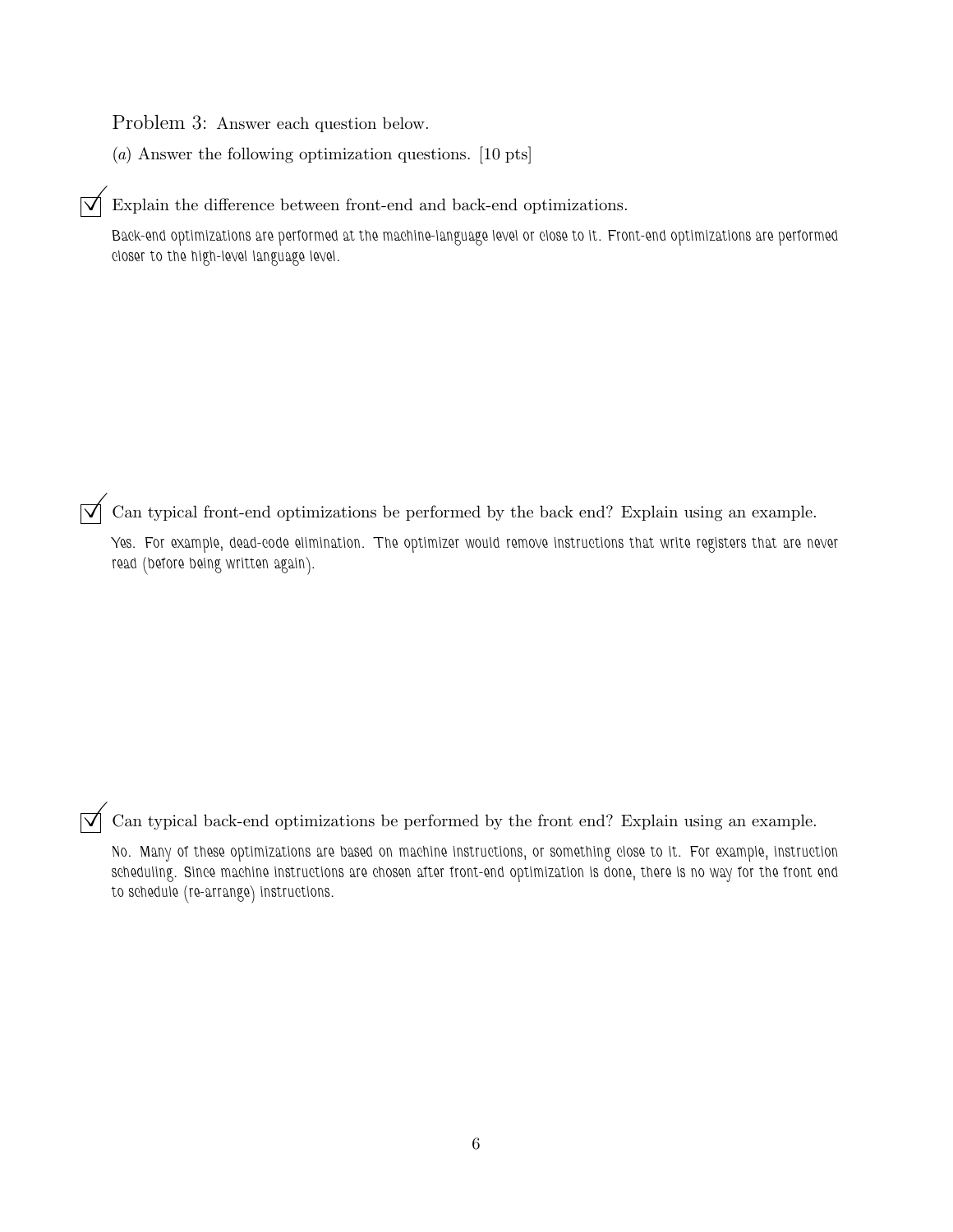Problem 3: Answer each question below.

(*a*) Answer the following optimization questions. [10 pts]

☑ Explain the difference between front-end and back-end optimizations.

Back-end optimizations are performed at the machine-language level or close to it. Front-end optimizations are performed closer to the high-level language level.

☑ Can typical front-end optimizations be performed by the back end? Explain using an example.

Yes. For example, dead-code elimination. The optimizer would remove instructions that write registers that are never read (before being written again).

☑ Can typical back-end optimizations be performed by the front end? Explain using an example.

No. Many of these optimizations are based on machine instructions, or something close to it. For example, instruction scheduling. Since machine instructions are chosen after front-end optimization is done, there is no way for the front end to schedule (re-arrange) instructions.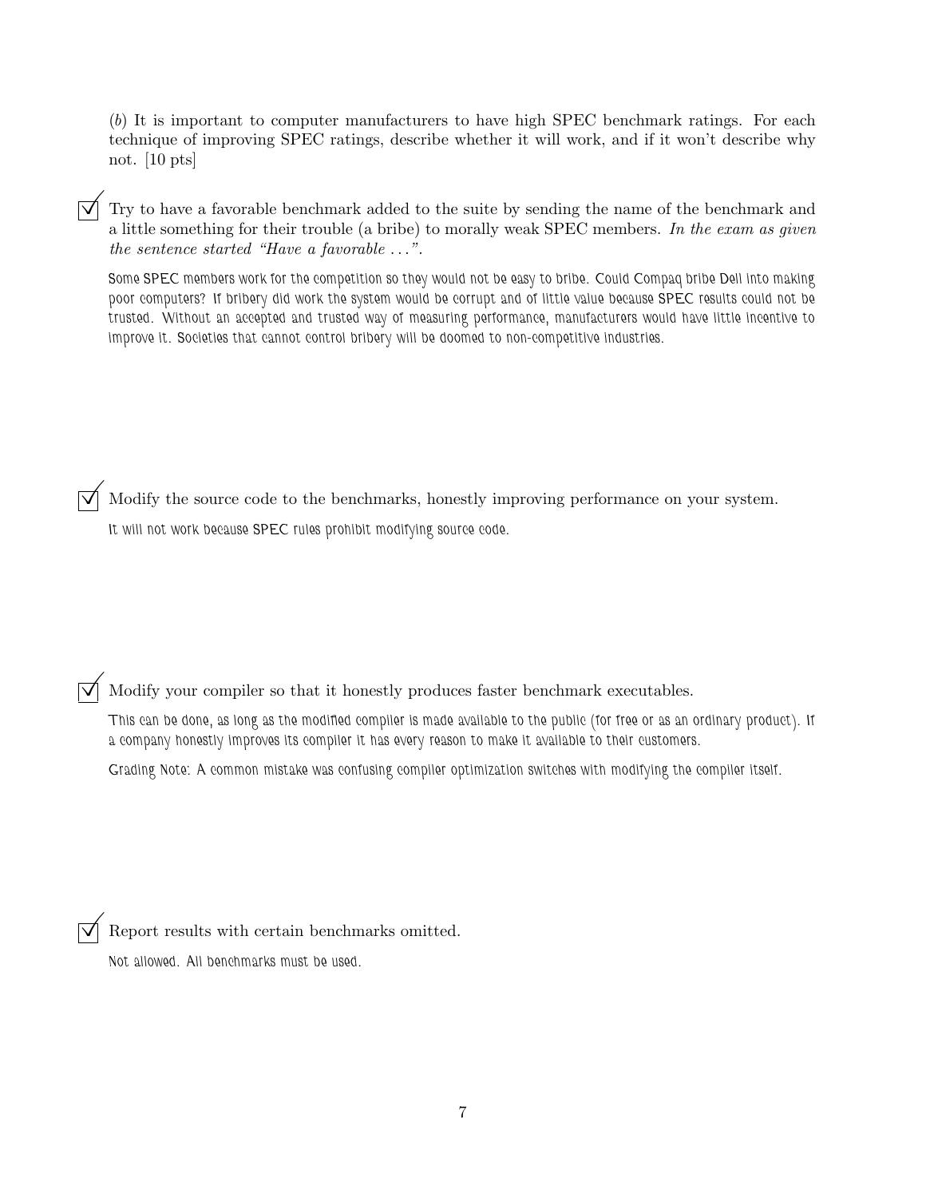(*b*) It is important to computer manufacturers to have high SPEC benchmark ratings. For each technique of improving SPEC ratings, describe whether it will work, and if it won't describe why not. [10 pts]

☑ Try to have a favorable benchmark added to the suite by sending the name of the benchmark and a little something for their trouble (a bribe) to morally weak SPEC members. *In the exam as given the sentence started "Have a favorable ...".*

Some SPEC members work for the competition so they would not be easy to bribe. Could Compaq bribe Dell into making poor computers? If bribery did work the system would be corrupt and of little value because SPEC results could not be trusted. Without an accepted and trusted way of measuring performance, manufacturers would have little incentive to improve it. Societies that cannot control bribery will be doomed to non-competitive industries.

☑ Modify the source code to the benchmarks, honestly improving performance on your system.

It will not work because SPEC rules prohibit modifying source code.

☑ Modify your compiler so that it honestly produces faster benchmark executables.

This can be done, as long as the modified compiler is made available to the public (for free or as an ordinary product). If a company honestly improves its compiler it has every reason to make it available to their customers.

Grading Note: A common mistake was confusing compiler optimization switches with modifying the compiler itself.

☑ Report results with certain benchmarks omitted.

Not allowed. All benchmarks must be used.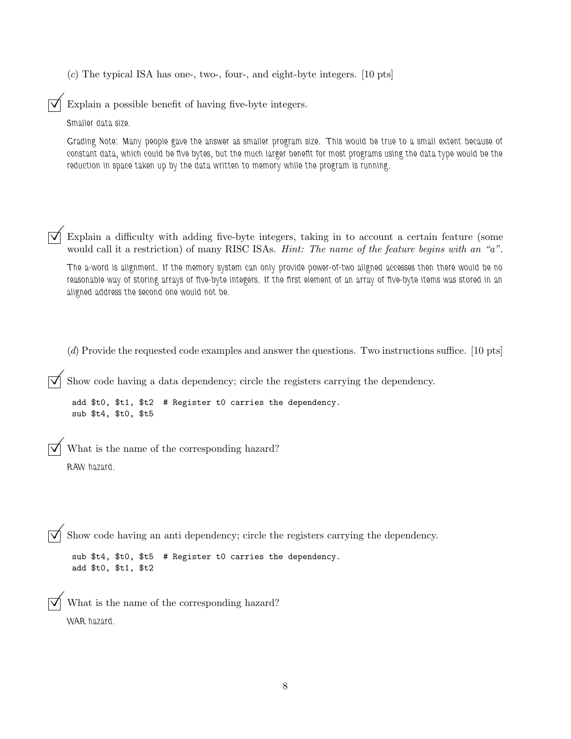(*c*) The typical ISA has one-, two-, four-, and eight-byte integers. [10 pts]

☑ Explain a possible benefit of having five-byte integers.

Smaller data size.

Grading Note: Many people gave the answer as smaller program size. This would be true to a small extent because of constant data, which could be five bytes, but the much larger benefit for most programs using the data type would be the reduction in space taken up by the data written to memory while the program is running.

☑ Explain a difficulty with adding five-byte integers, taking in to account a certain feature (some would call it a restriction) of many RISC ISAs. *Hint: The name of the feature begins with an "a".*

The a-word is alignment. If the memory system can only provide power-of-two aligned accesses then there would be no reasonable way of storing arrays of five-byte integers. If the first element of an array of five-byte items was stored in an aligned address the second one would not be.

(*d*) Provide the requested code examples and answer the questions. Two instructions suffice. [10 pts]

☑ Show code having a data dependency; circle the registers carrying the dependency.

```
add $t0, $t1, $t2  # Register t0 carries the dependency.
sub $t4, $t0, $t5
```

☑ What is the name of the corresponding hazard?

RAW hazard.

☑ Show code having an anti dependency; circle the registers carrying the dependency.

```
sub $t4, $t0, $t5  # Register t0 carries the dependency.
add $t0, $t1, $t2
```

☑ What is the name of the corresponding hazard?

WAR hazard.